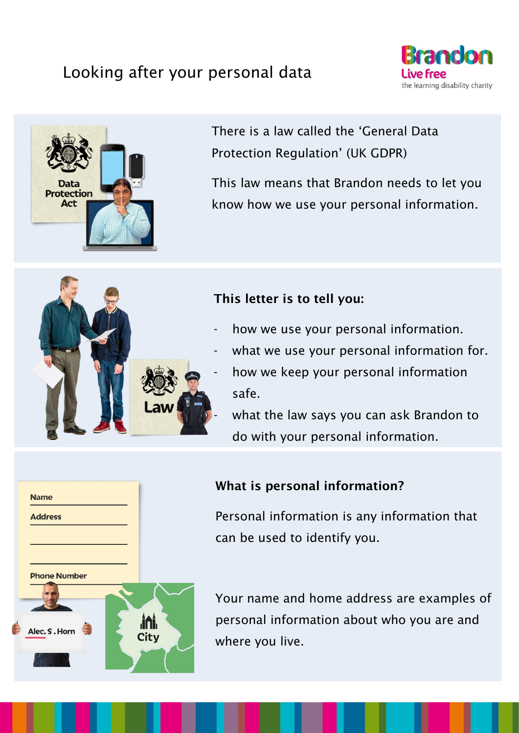# Looking after your personal data

There is a law called the 'General Data Protection Regulation' (UK GDPR)

This law means that Brandon needs to let you know how we use your personal information.

**This letter is to tell you:**

- how we use your personal information.
- what we use your personal information for.
- how we keep your personal information safe.
- what the law says you can ask Brandon to do with your personal information.

**What is personal information?**

Personal information is any information that can be used to identify you.

Your name and home address are examples of personal information about who you are and where you live.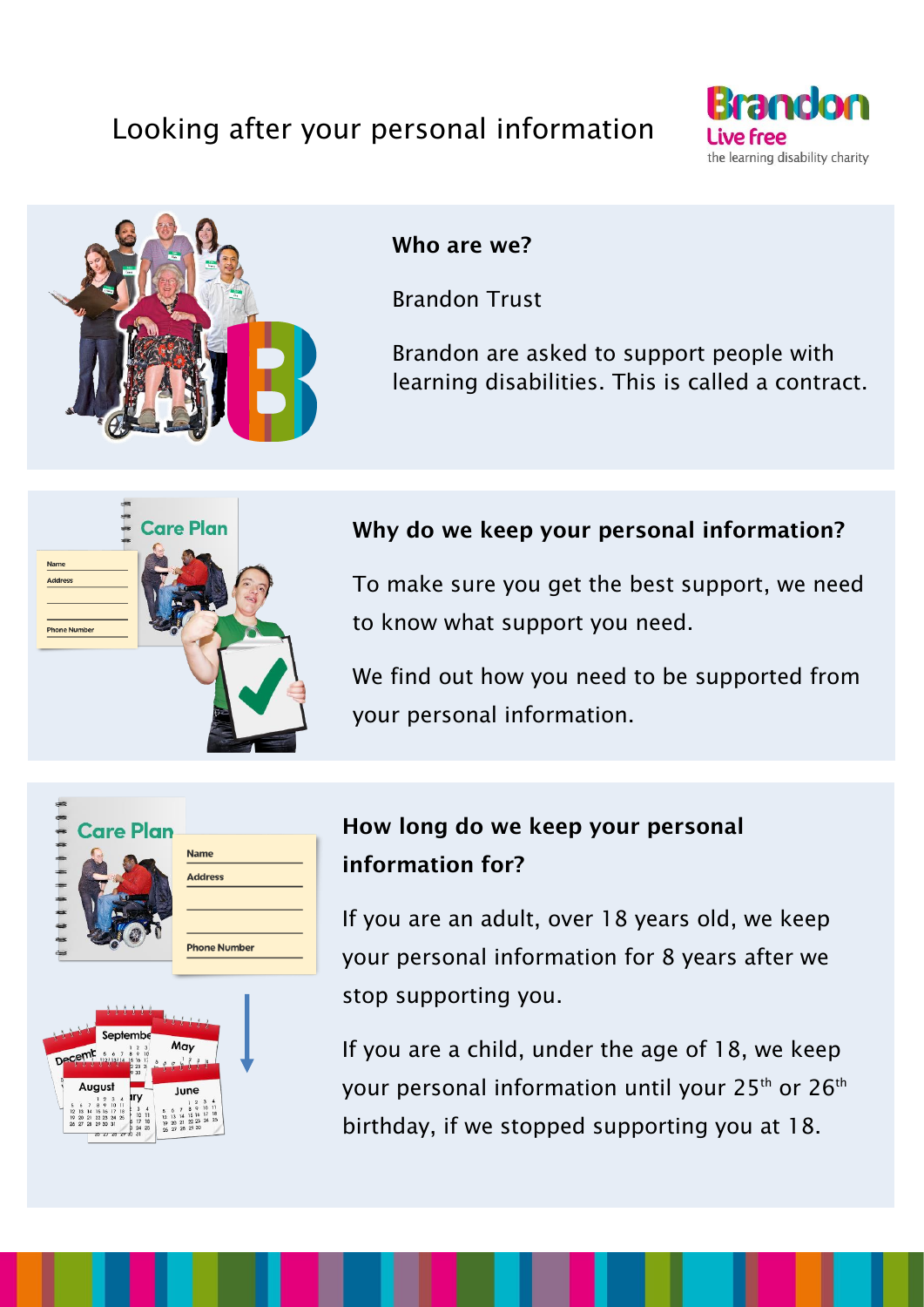# Looking after your personal information

### Who are we?

Brandon Trust

Brandon are asked to support people with learning disabilities. This is called a contract.

### Why do we keep your personal information?

To make sure you get the best support, we need to know what support you need.

We find out how you need to be supported from your personal information.

### How long do we keep your personal information for?

If you are an adult, over 18 years old, we keep your personal information for 8 years after we stop supporting you.

If you are a child, under the age of 18, we keep your personal information until your 25th or 26th birthday, if we stopped supporting you at 18.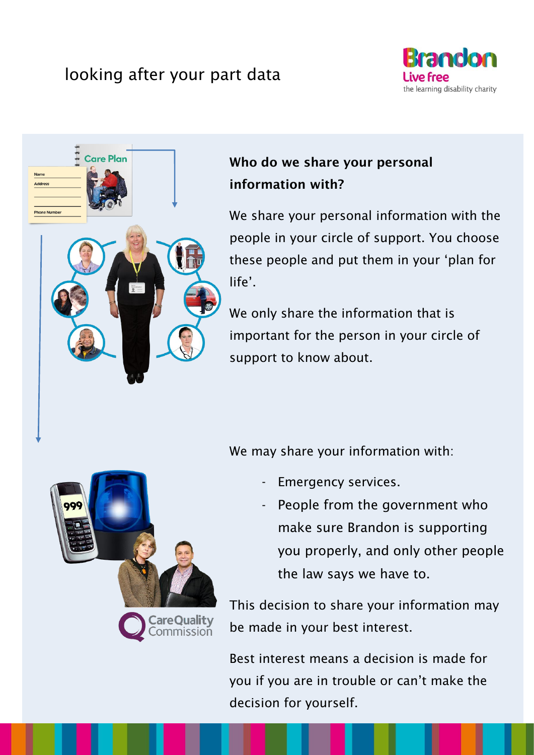## Who do we share your personal information with?

We share your personal information with the people in your circle of support. You choose these people and put them in your 'plan for life'.

We only share the information that is important for the person in your circle of support to know about.

We may share your information with:

- Emergency services.
- People from the government who make sure Brandon is supporting you properly, and only other people the law says we have to.

This decision to share your information may be made in your best interest.

Best interest means a decision is made for you if you are in trouble or can't make the decision for yourself.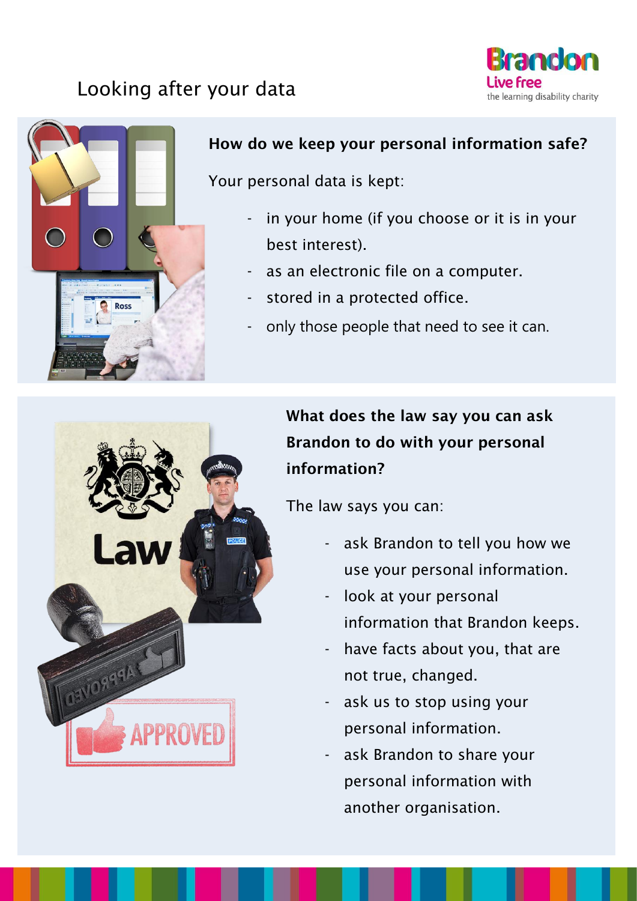# Looking after your data

Brandon
Live free
the learning disability charity

## How do we keep your personal information safe?

Your personal data is kept:

- in your home (if you choose or it is in your best interest).
- as an electronic file on a computer.
- stored in a protected office.
- only those people that need to see it can.

## What does the law say you can ask Brandon to do with your personal information?

The law says you can:

- ask Brandon to tell you how we use your personal information.
- look at your personal information that Brandon keeps.
- have facts about you, that are not true, changed.
- ask us to stop using your personal information.
- ask Brandon to share your personal information with another organisation.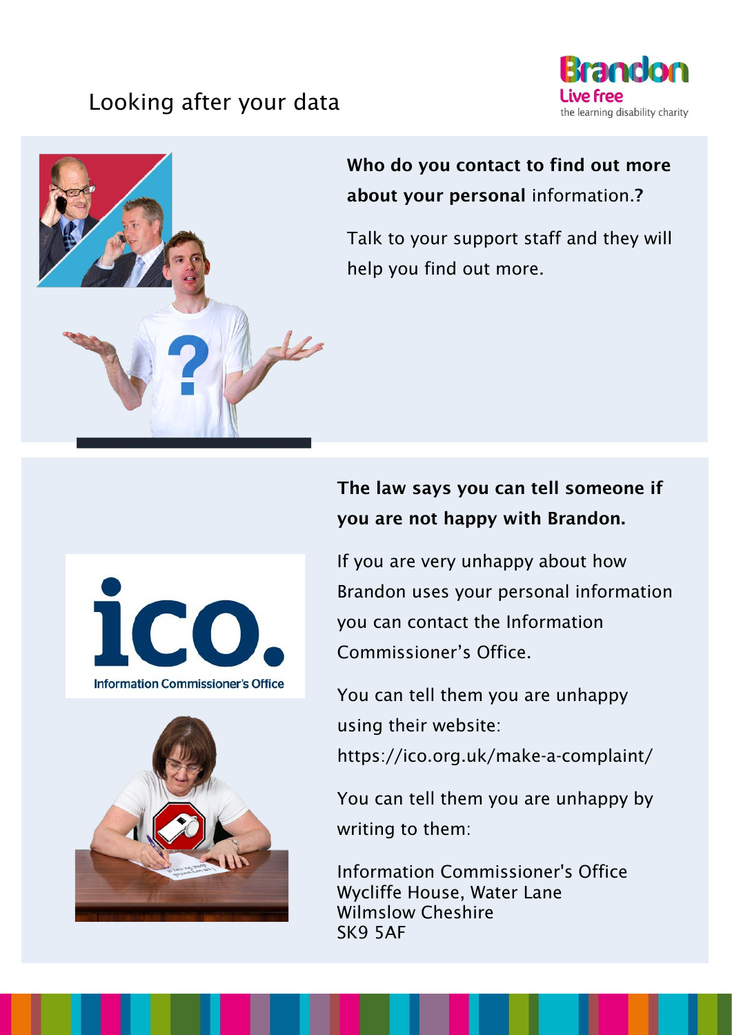# Looking after your data

**Who do you contact to find out more about your personal** information.**?**

Talk to your support staff and they will help you find out more.

**The law says you can tell someone if you are not happy with Brandon.**

If you are very unhappy about how Brandon uses your personal information you can contact the Information Commissioner's Office.

You can tell them you are unhappy using their website: https://ico.org.uk/make-a-complaint/

You can tell them you are unhappy by writing to them:

Information Commissioner's Office
Wycliffe House, Water Lane
Wilmslow Cheshire
SK9 5AF